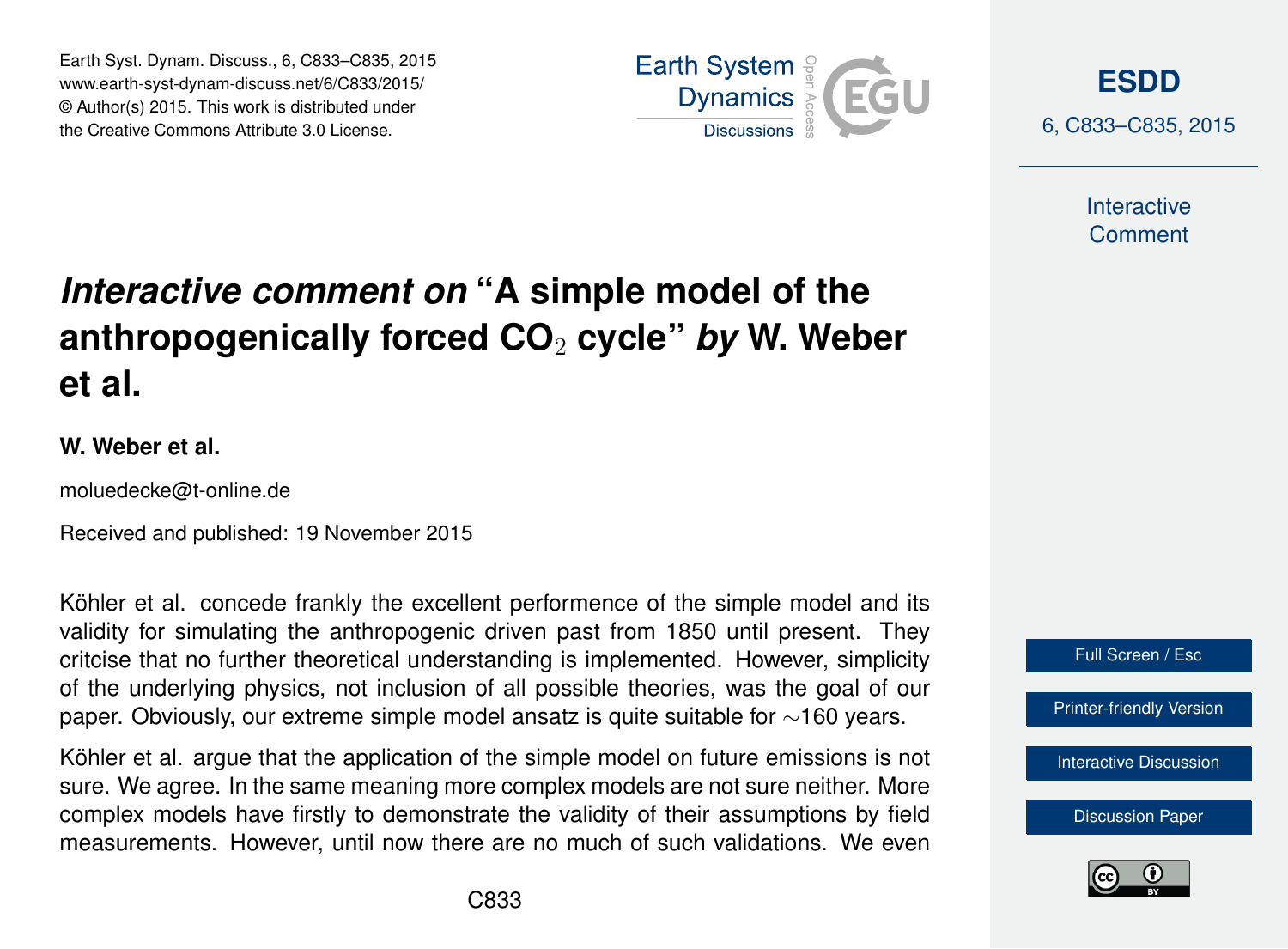# *Interactive comment on* "A simple model of the anthropogenically forced $CO_2$ cycle" *by* W. Weber et al.

**W. Weber et al.**

moluedecke@t-online.de

Received and published: 19 November 2015

Köhler et al. concede frankly the excellent performence of the simple model and its validity for simulating the anthropogenic driven past from 1850 until present. They critcise that no further theoretical understanding is implemented. However, simplicity of the underlying physics, not inclusion of all possible theories, was the goal of our paper. Obviously, our extreme simple model ansatz is quite suitable for ~160 years.

Köhler et al. argue that the application of the simple model on future emissions is not sure. We agree. In the same meaning more complex models are not sure neither. More complex models have firstly to demonstrate the validity of their assumptions by field measurements. However, until now there are no much of such validations. We even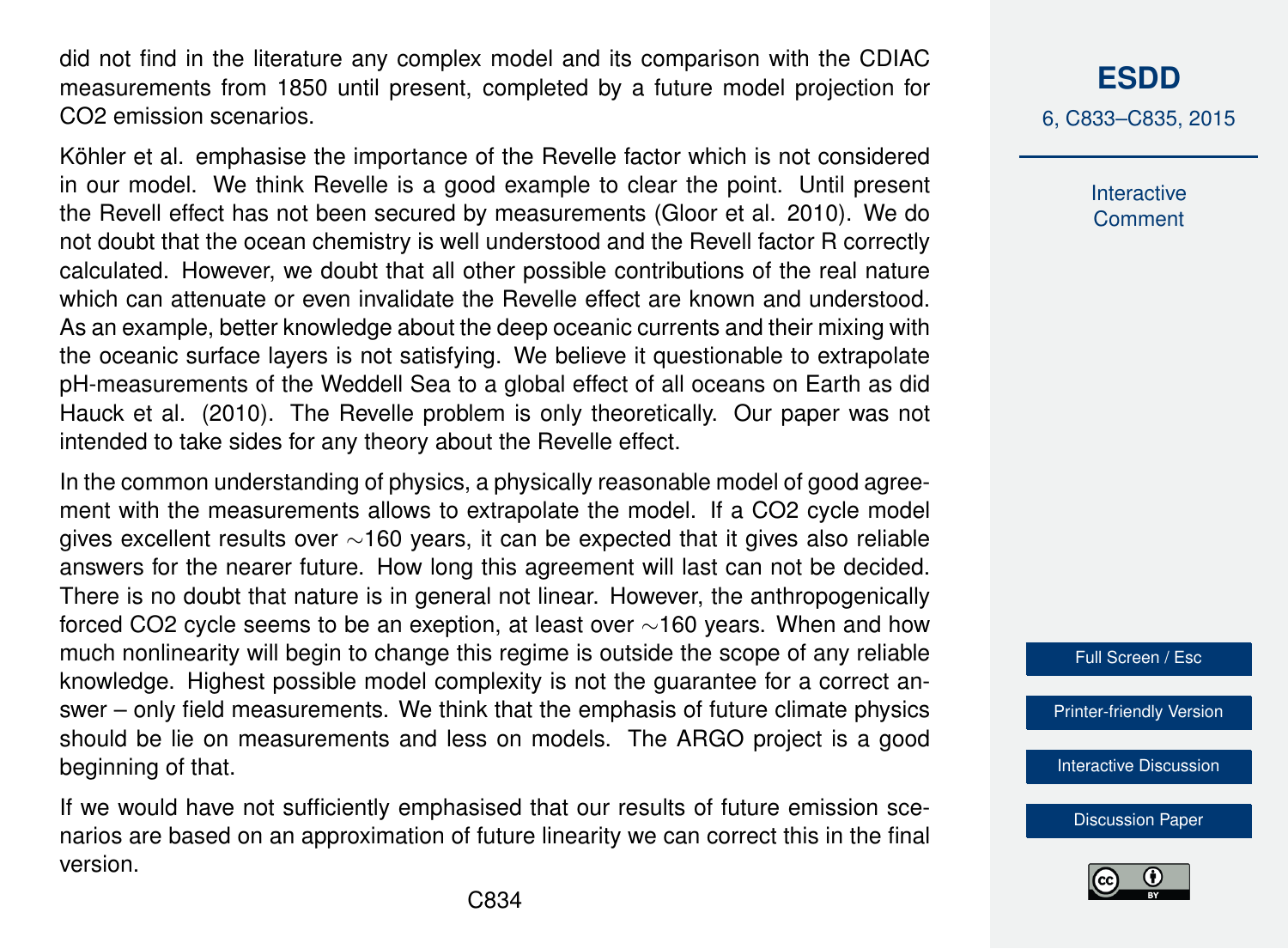did not find in the literature any complex model and its comparison with the CDIAC measurements from 1850 until present, completed by a future model projection for CO2 emission scenarios.

Köhler et al. emphasise the importance of the Revelle factor which is not considered in our model. We think Revelle is a good example to clear the point. Until present the Revell effect has not been secured by measurements (Gloor et al. 2010). We do not doubt that the ocean chemistry is well understood and the Revell factor R correctly calculated. However, we doubt that all other possible contributions of the real nature which can attenuate or even invalidate the Revelle effect are known and understood. As an example, better knowledge about the deep oceanic currents and their mixing with the oceanic surface layers is not satisfying. We believe it questionable to extrapolate pH-measurements of the Weddell Sea to a global effect of all oceans on Earth as did Hauck et al. (2010). The Revelle problem is only theoretically. Our paper was not intended to take sides for any theory about the Revelle effect.

In the common understanding of physics, a physically reasonable model of good agreement with the measurements allows to extrapolate the model. If a CO2 cycle model gives excellent results over $\sim$160 years, it can be expected that it gives also reliable answers for the nearer future. How long this agreement will last can not be decided. There is no doubt that nature is in general not linear. However, the anthropogenically forced CO2 cycle seems to be an exeption, at least over $\sim$160 years. When and how much nonlinearity will begin to change this regime is outside the scope of any reliable knowledge. Highest possible model complexity is not the guarantee for a correct answer – only field measurements. We think that the emphasis of future climate physics should be lie on measurements and less on models. The ARGO project is a good beginning of that.

If we would have not sufficiently emphasised that our results of future emission scenarios are based on an approximation of future linearity we can correct this in the final version.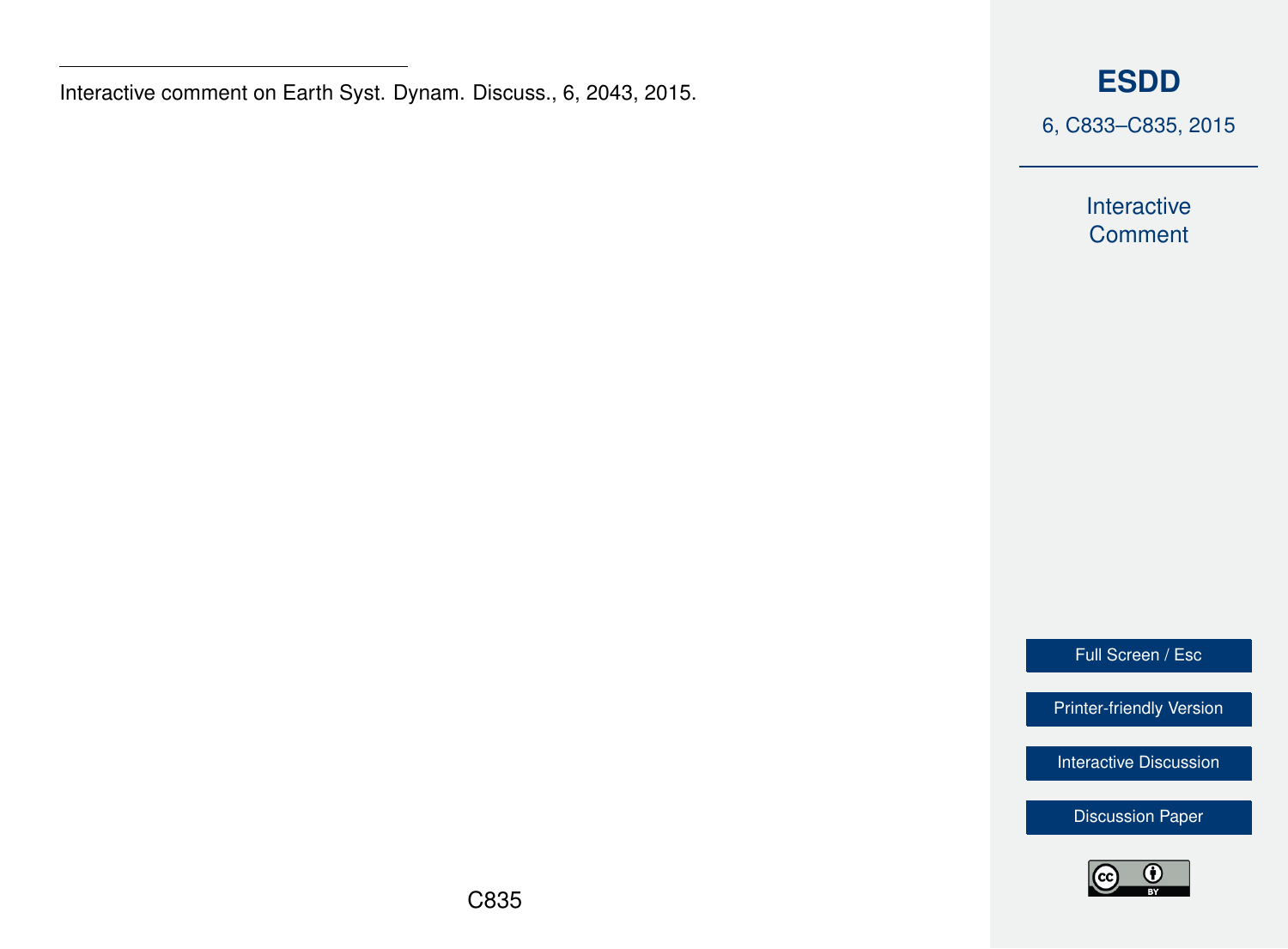Interactive comment on Earth Syst. Dynam. Discuss., 6, 2043, 2015.